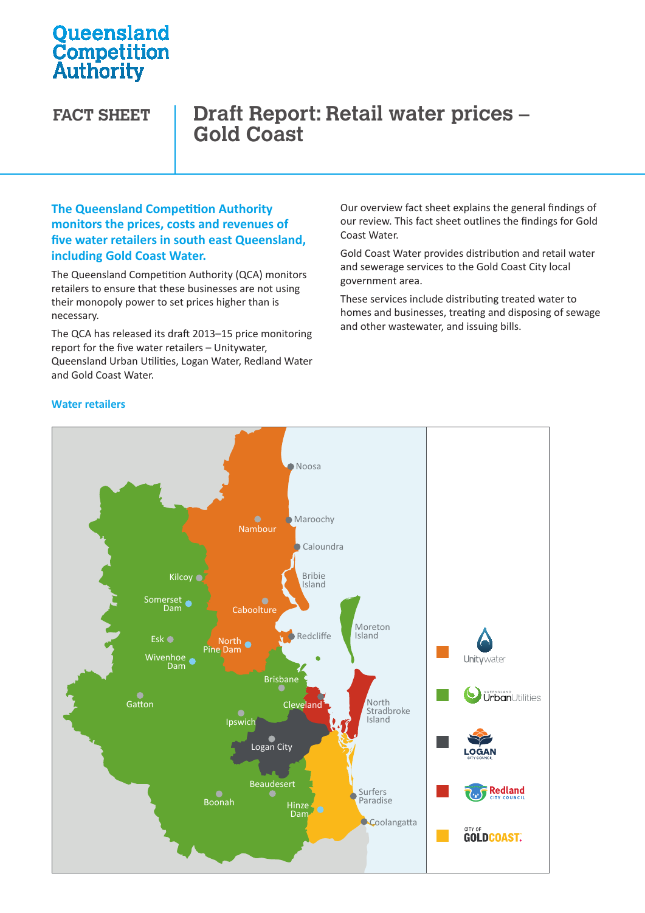Queensland Competition Authority

FACT SHEET

# Draft Report: Retail water prices – Gold Coast

**The Queensland Competition Authority monitors the prices, costs and revenues of five water retailers in south east Queensland, including Gold Coast Water.**

The Queensland Competition Authority (QCA) monitors retailers to ensure that these businesses are not using their monopoly power to set prices higher than is necessary.

The QCA has released its draft 2013–15 price monitoring report for the five water retailers – Unitywater, Queensland Urban Utilities, Logan Water, Redland Water and Gold Coast Water.

Our overview fact sheet explains the general findings of our review. This fact sheet outlines the findings for Gold Coast Water.

Gold Coast Water provides distribution and retail water and sewerage services to the Gold Coast City local government area.

These services include distributing treated water to homes and businesses, treating and disposing of sewage and other wastewater, and issuing bills.

## Water retailers

Noosa, Maroochy, Nambour, Caloundra, Bribie Island, Kilcoy, Somerset Dam, Caboolture, Moreton Island, Esk, North Pine Dam, Redcliffe, Wivenhoe Dam, Brisbane, Gatton, Cleveland, North Stradbroke Island, Ipswich, Logan City, Beaudesert, Surfers Paradise, Boonah, Hinze Dam, Coolangatta

Legend: Unitywater; Queensland Urban Utilities; Logan City Council; Redland City Council; City of Gold Coast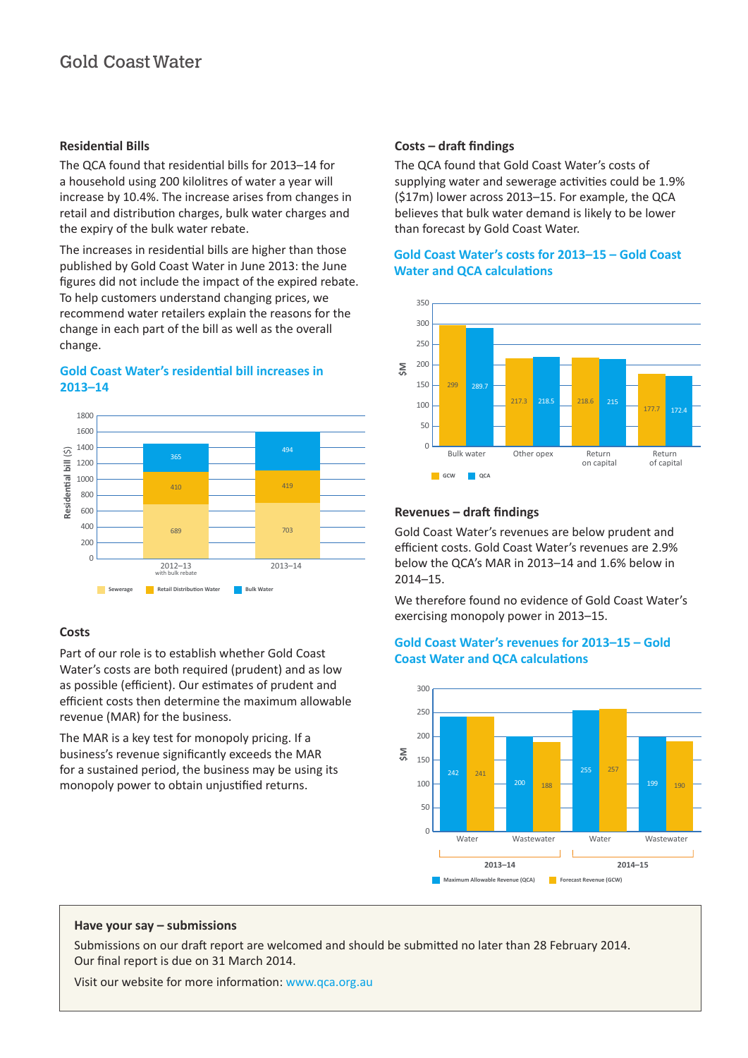# Gold Coast Water

## Residential Bills

The QCA found that residential bills for 2013–14 for a household using 200 kilolitres of water a year will increase by 10.4%. The increase arises from changes in retail and distribution charges, bulk water charges and the expiry of the bulk water rebate.

The increases in residential bills are higher than those published by Gold Coast Water in June 2013: the June figures did not include the impact of the expired rebate. To help customers understand changing prices, we recommend water retailers explain the reasons for the change in each part of the bill as well as the overall change.

### Gold Coast Water's residential bill increases in 2013–14

Residential bill ($)

1800
1600
1400
1200
1000
800
600
400
200
0

2012–13 with bulk rebate: 689, 410, 365
2013–14: 703, 419, 494

Sewerage
Retail Distribution Water
Bulk Water

## Costs

Part of our role is to establish whether Gold Coast Water's costs are both required (prudent) and as low as possible (efficient). Our estimates of prudent and efficient costs then determine the maximum allowable revenue (MAR) for the business.

The MAR is a key test for monopoly pricing. If a business's revenue significantly exceeds the MAR for a sustained period, the business may be using its monopoly power to obtain unjustified returns.

## Costs – draft findings

The QCA found that Gold Coast Water's costs of supplying water and sewerage activities could be 1.9% ($17m) lower across 2013–15. For example, the QCA believes that bulk water demand is likely to be lower than forecast by Gold Coast Water.

### Gold Coast Water's costs for 2013–15 – Gold Coast Water and QCA calculations

$M

350
300
250
200
150
100
50
0

Bulk water: 299, 289.7
Other opex: 217.3, 218.5
Return on capital: 218.6, 215
Return of capital: 177.7, 172.4

GCW
QCA

## Revenues – draft findings

Gold Coast Water's revenues are below prudent and efficient costs. Gold Coast Water's revenues are 2.9% below the QCA's MAR in 2013–14 and 1.6% below in 2014–15.

We therefore found no evidence of Gold Coast Water's exercising monopoly power in 2013–15.

### Gold Coast Water's revenues for 2013–15 – Gold Coast Water and QCA calculations

$M

300
250
200
150
100
50
0

2013–14
Water: 242, 241
Wastewater: 200, 188

2014–15
Water: 255, 257
Wastewater: 199, 190

Maximum Allowable Revenue (QCA)
Forecast Revenue (GCW)

## Have your say – submissions

Submissions on our draft report are welcomed and should be submitted no later than 28 February 2014. Our final report is due on 31 March 2014.

Visit our website for more information: www.qca.org.au